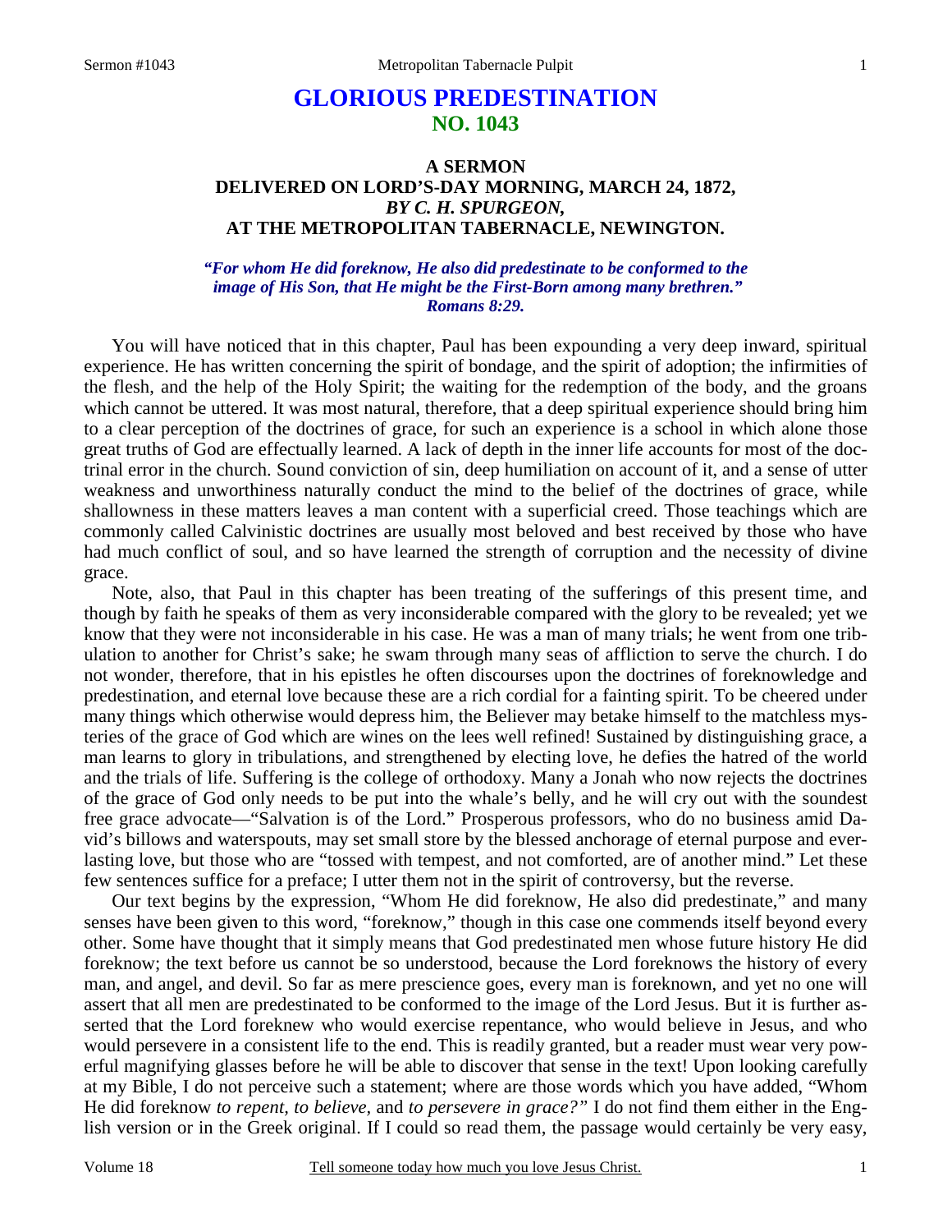# GLORIOUS PREDESTINATION
## NO. 1043

### A SERMON
### DELIVERED ON LORD'S-DAY MORNING, MARCH 24, 1872,
### *BY C. H. SPURGEON,*
### AT THE METROPOLITAN TABERNACLE, NEWINGTON.

***"For whom He did foreknow, He also did predestinate to be conformed to the image of His Son, that He might be the First-Born among many brethren." Romans 8:29.***

You will have noticed that in this chapter, Paul has been expounding a very deep inward, spiritual experience. He has written concerning the spirit of bondage, and the spirit of adoption; the infirmities of the flesh, and the help of the Holy Spirit; the waiting for the redemption of the body, and the groans which cannot be uttered. It was most natural, therefore, that a deep spiritual experience should bring him to a clear perception of the doctrines of grace, for such an experience is a school in which alone those great truths of God are effectually learned. A lack of depth in the inner life accounts for most of the doctrinal error in the church. Sound conviction of sin, deep humiliation on account of it, and a sense of utter weakness and unworthiness naturally conduct the mind to the belief of the doctrines of grace, while shallowness in these matters leaves a man content with a superficial creed. Those teachings which are commonly called Calvinistic doctrines are usually most beloved and best received by those who have had much conflict of soul, and so have learned the strength of corruption and the necessity of divine grace.

Note, also, that Paul in this chapter has been treating of the sufferings of this present time, and though by faith he speaks of them as very inconsiderable compared with the glory to be revealed; yet we know that they were not inconsiderable in his case. He was a man of many trials; he went from one tribulation to another for Christ's sake; he swam through many seas of affliction to serve the church. I do not wonder, therefore, that in his epistles he often discourses upon the doctrines of foreknowledge and predestination, and eternal love because these are a rich cordial for a fainting spirit. To be cheered under many things which otherwise would depress him, the Believer may betake himself to the matchless mysteries of the grace of God which are wines on the lees well refined! Sustained by distinguishing grace, a man learns to glory in tribulations, and strengthened by electing love, he defies the hatred of the world and the trials of life. Suffering is the college of orthodoxy. Many a Jonah who now rejects the doctrines of the grace of God only needs to be put into the whale's belly, and he will cry out with the soundest free grace advocate—"Salvation is of the Lord." Prosperous professors, who do no business amid David's billows and waterspouts, may set small store by the blessed anchorage of eternal purpose and everlasting love, but those who are "tossed with tempest, and not comforted, are of another mind." Let these few sentences suffice for a preface; I utter them not in the spirit of controversy, but the reverse.

Our text begins by the expression, "Whom He did foreknow, He also did predestinate," and many senses have been given to this word, "foreknow," though in this case one commends itself beyond every other. Some have thought that it simply means that God predestinated men whose future history He did foreknow; the text before us cannot be so understood, because the Lord foreknows the history of every man, and angel, and devil. So far as mere prescience goes, every man is foreknown, and yet no one will assert that all men are predestinated to be conformed to the image of the Lord Jesus. But it is further asserted that the Lord foreknew who would exercise repentance, who would believe in Jesus, and who would persevere in a consistent life to the end. This is readily granted, but a reader must wear very powerful magnifying glasses before he will be able to discover that sense in the text! Upon looking carefully at my Bible, I do not perceive such a statement; where are those words which you have added, "Whom He did foreknow *to repent, to believe,* and *to persevere in grace?"* I do not find them either in the English version or in the Greek original. If I could so read them, the passage would certainly be very easy,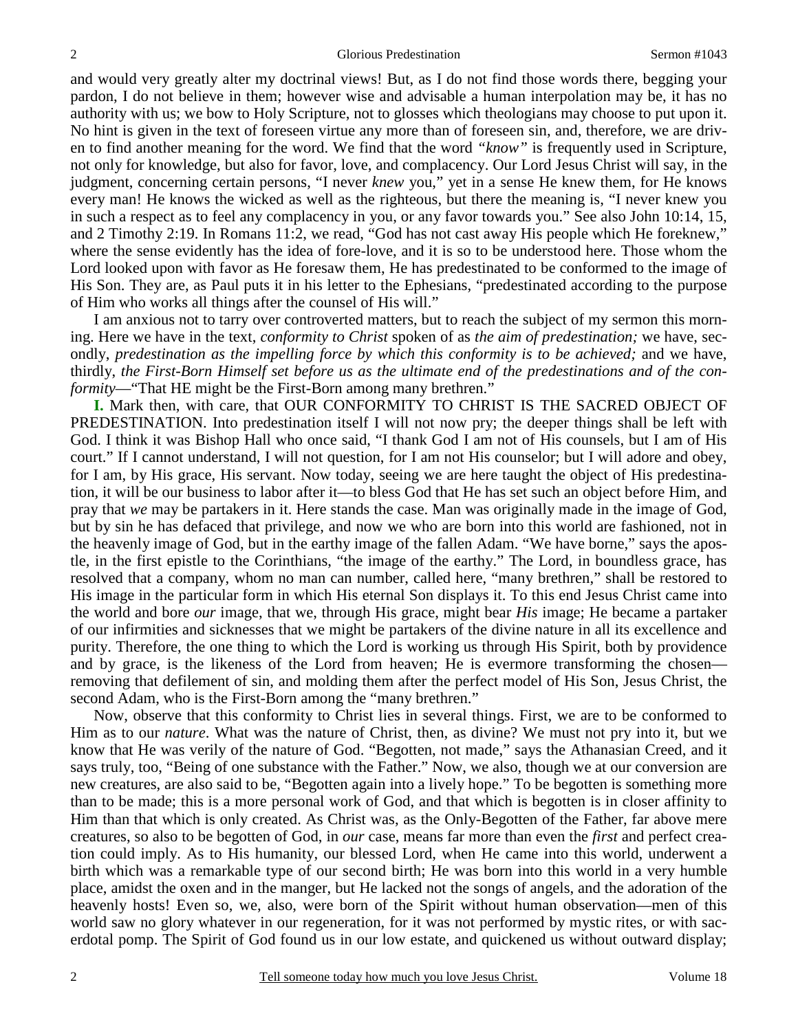and would very greatly alter my doctrinal views! But, as I do not find those words there, begging your pardon, I do not believe in them; however wise and advisable a human interpolation may be, it has no authority with us; we bow to Holy Scripture, not to glosses which theologians may choose to put upon it. No hint is given in the text of foreseen virtue any more than of foreseen sin, and, therefore, we are driven to find another meaning for the word. We find that the word *"know"* is frequently used in Scripture, not only for knowledge, but also for favor, love, and complacency. Our Lord Jesus Christ will say, in the judgment, concerning certain persons, "I never *knew* you," yet in a sense He knew them, for He knows every man! He knows the wicked as well as the righteous, but there the meaning is, "I never knew you in such a respect as to feel any complacency in you, or any favor towards you." See also John 10:14, 15, and 2 Timothy 2:19. In Romans 11:2, we read, "God has not cast away His people which He foreknew," where the sense evidently has the idea of fore-love, and it is so to be understood here. Those whom the Lord looked upon with favor as He foresaw them, He has predestinated to be conformed to the image of His Son. They are, as Paul puts it in his letter to the Ephesians, "predestinated according to the purpose of Him who works all things after the counsel of His will."

I am anxious not to tarry over controverted matters, but to reach the subject of my sermon this morning. Here we have in the text, *conformity to Christ* spoken of as *the aim of predestination;* we have, secondly, *predestination as the impelling force by which this conformity is to be achieved;* and we have, thirdly, *the First-Born Himself set before us as the ultimate end of the predestinations and of the conformity*—"That HE might be the First-Born among many brethren."

**I.** Mark then, with care, that OUR CONFORMITY TO CHRIST IS THE SACRED OBJECT OF PREDESTINATION. Into predestination itself I will not now pry; the deeper things shall be left with God. I think it was Bishop Hall who once said, "I thank God I am not of His counsels, but I am of His court." If I cannot understand, I will not question, for I am not His counselor; but I will adore and obey, for I am, by His grace, His servant. Now today, seeing we are here taught the object of His predestination, it will be our business to labor after it—to bless God that He has set such an object before Him, and pray that *we* may be partakers in it. Here stands the case. Man was originally made in the image of God, but by sin he has defaced that privilege, and now we who are born into this world are fashioned, not in the heavenly image of God, but in the earthy image of the fallen Adam. "We have borne," says the apostle, in the first epistle to the Corinthians, "the image of the earthy." The Lord, in boundless grace, has resolved that a company, whom no man can number, called here, "many brethren," shall be restored to His image in the particular form in which His eternal Son displays it. To this end Jesus Christ came into the world and bore *our* image, that we, through His grace, might bear *His* image; He became a partaker of our infirmities and sicknesses that we might be partakers of the divine nature in all its excellence and purity. Therefore, the one thing to which the Lord is working us through His Spirit, both by providence and by grace, is the likeness of the Lord from heaven; He is evermore transforming the chosen—removing that defilement of sin, and molding them after the perfect model of His Son, Jesus Christ, the second Adam, who is the First-Born among the "many brethren."

Now, observe that this conformity to Christ lies in several things. First, we are to be conformed to Him as to our *nature*. What was the nature of Christ, then, as divine? We must not pry into it, but we know that He was verily of the nature of God. "Begotten, not made," says the Athanasian Creed, and it says truly, too, "Being of one substance with the Father." Now, we also, though we at our conversion are new creatures, are also said to be, "Begotten again into a lively hope." To be begotten is something more than to be made; this is a more personal work of God, and that which is begotten is in closer affinity to Him than that which is only created. As Christ was, as the Only-Begotten of the Father, far above mere creatures, so also to be begotten of God, in *our* case, means far more than even the *first* and perfect creation could imply. As to His humanity, our blessed Lord, when He came into this world, underwent a birth which was a remarkable type of our second birth; He was born into this world in a very humble place, amidst the oxen and in the manger, but He lacked not the songs of angels, and the adoration of the heavenly hosts! Even so, we, also, were born of the Spirit without human observation—men of this world saw no glory whatever in our regeneration, for it was not performed by mystic rites, or with sacerdotal pomp. The Spirit of God found us in our low estate, and quickened us without outward display;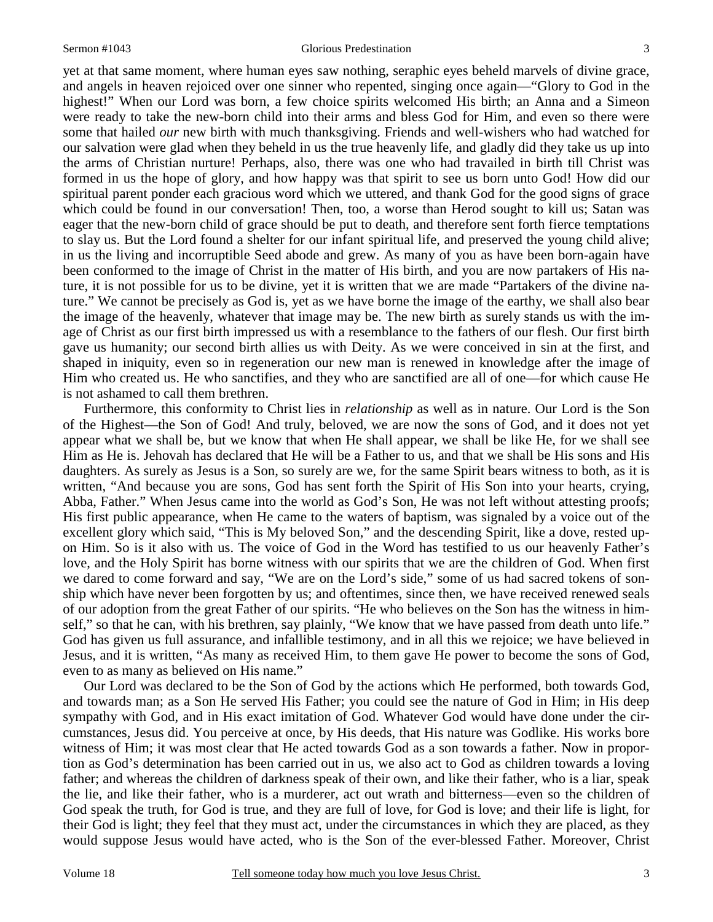yet at that same moment, where human eyes saw nothing, seraphic eyes beheld marvels of divine grace, and angels in heaven rejoiced over one sinner who repented, singing once again—"Glory to God in the highest!" When our Lord was born, a few choice spirits welcomed His birth; an Anna and a Simeon were ready to take the new-born child into their arms and bless God for Him, and even so there were some that hailed *our* new birth with much thanksgiving. Friends and well-wishers who had watched for our salvation were glad when they beheld in us the true heavenly life, and gladly did they take us up into the arms of Christian nurture! Perhaps, also, there was one who had travailed in birth till Christ was formed in us the hope of glory, and how happy was that spirit to see us born unto God! How did our spiritual parent ponder each gracious word which we uttered, and thank God for the good signs of grace which could be found in our conversation! Then, too, a worse than Herod sought to kill us; Satan was eager that the new-born child of grace should be put to death, and therefore sent forth fierce temptations to slay us. But the Lord found a shelter for our infant spiritual life, and preserved the young child alive; in us the living and incorruptible Seed abode and grew. As many of you as have been born-again have been conformed to the image of Christ in the matter of His birth, and you are now partakers of His nature, it is not possible for us to be divine, yet it is written that we are made "Partakers of the divine nature." We cannot be precisely as God is, yet as we have borne the image of the earthy, we shall also bear the image of the heavenly, whatever that image may be. The new birth as surely stands us with the image of Christ as our first birth impressed us with a resemblance to the fathers of our flesh. Our first birth gave us humanity; our second birth allies us with Deity. As we were conceived in sin at the first, and shaped in iniquity, even so in regeneration our new man is renewed in knowledge after the image of Him who created us. He who sanctifies, and they who are sanctified are all of one—for which cause He is not ashamed to call them brethren.

Furthermore, this conformity to Christ lies in *relationship* as well as in nature. Our Lord is the Son of the Highest—the Son of God! And truly, beloved, we are now the sons of God, and it does not yet appear what we shall be, but we know that when He shall appear, we shall be like He, for we shall see Him as He is. Jehovah has declared that He will be a Father to us, and that we shall be His sons and His daughters. As surely as Jesus is a Son, so surely are we, for the same Spirit bears witness to both, as it is written, "And because you are sons, God has sent forth the Spirit of His Son into your hearts, crying, Abba, Father." When Jesus came into the world as God's Son, He was not left without attesting proofs; His first public appearance, when He came to the waters of baptism, was signaled by a voice out of the excellent glory which said, "This is My beloved Son," and the descending Spirit, like a dove, rested upon Him. So is it also with us. The voice of God in the Word has testified to us our heavenly Father's love, and the Holy Spirit has borne witness with our spirits that we are the children of God. When first we dared to come forward and say, "We are on the Lord's side," some of us had sacred tokens of sonship which have never been forgotten by us; and oftentimes, since then, we have received renewed seals of our adoption from the great Father of our spirits. "He who believes on the Son has the witness in himself," so that he can, with his brethren, say plainly, "We know that we have passed from death unto life." God has given us full assurance, and infallible testimony, and in all this we rejoice; we have believed in Jesus, and it is written, "As many as received Him, to them gave He power to become the sons of God, even to as many as believed on His name."

Our Lord was declared to be the Son of God by the actions which He performed, both towards God, and towards man; as a Son He served His Father; you could see the nature of God in Him; in His deep sympathy with God, and in His exact imitation of God. Whatever God would have done under the circumstances, Jesus did. You perceive at once, by His deeds, that His nature was Godlike. His works bore witness of Him; it was most clear that He acted towards God as a son towards a father. Now in proportion as God's determination has been carried out in us, we also act to God as children towards a loving father; and whereas the children of darkness speak of their own, and like their father, who is a liar, speak the lie, and like their father, who is a murderer, act out wrath and bitterness—even so the children of God speak the truth, for God is true, and they are full of love, for God is love; and their life is light, for their God is light; they feel that they must act, under the circumstances in which they are placed, as they would suppose Jesus would have acted, who is the Son of the ever-blessed Father. Moreover, Christ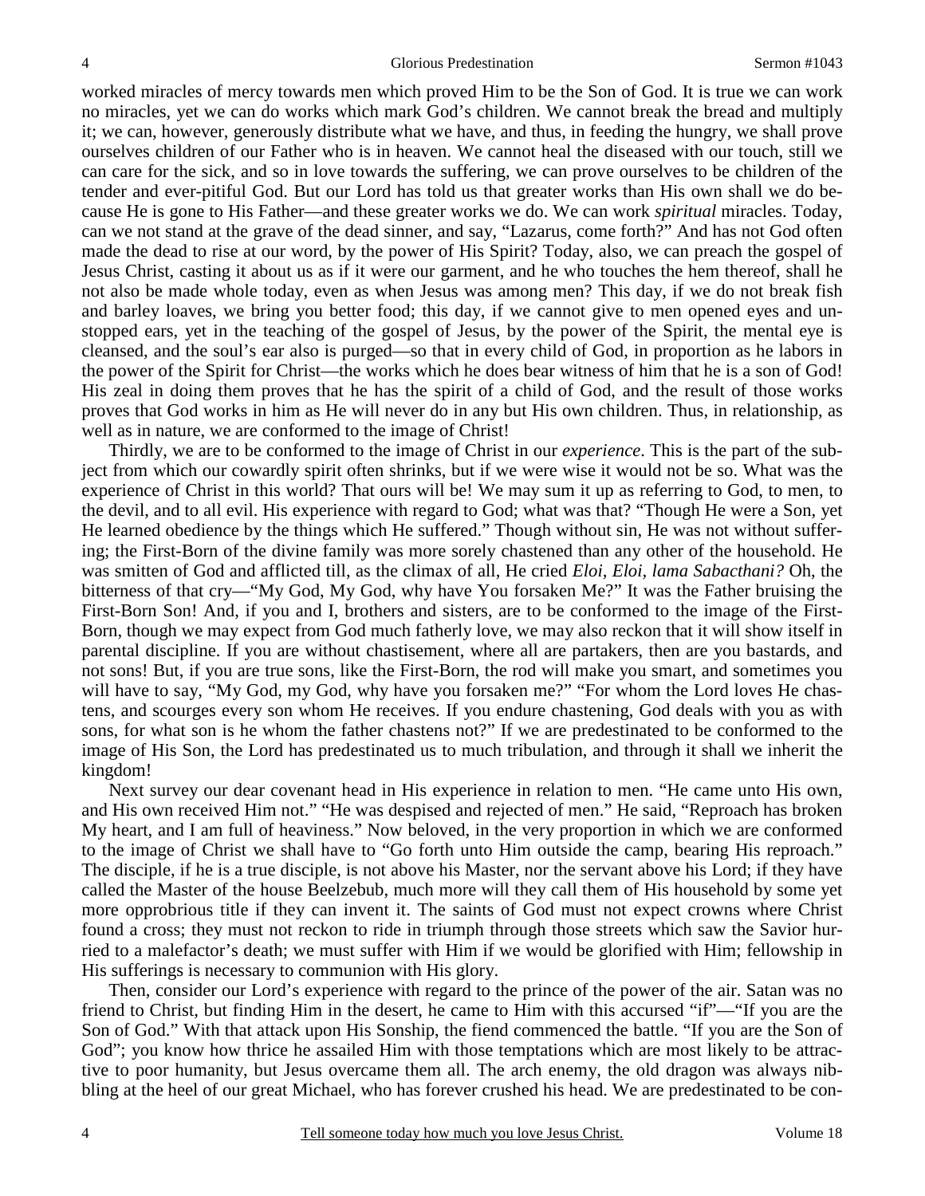worked miracles of mercy towards men which proved Him to be the Son of God. It is true we can work no miracles, yet we can do works which mark God's children. We cannot break the bread and multiply it; we can, however, generously distribute what we have, and thus, in feeding the hungry, we shall prove ourselves children of our Father who is in heaven. We cannot heal the diseased with our touch, still we can care for the sick, and so in love towards the suffering, we can prove ourselves to be children of the tender and ever-pitiful God. But our Lord has told us that greater works than His own shall we do because He is gone to His Father—and these greater works we do. We can work *spiritual* miracles. Today, can we not stand at the grave of the dead sinner, and say, "Lazarus, come forth?" And has not God often made the dead to rise at our word, by the power of His Spirit? Today, also, we can preach the gospel of Jesus Christ, casting it about us as if it were our garment, and he who touches the hem thereof, shall he not also be made whole today, even as when Jesus was among men? This day, if we do not break fish and barley loaves, we bring you better food; this day, if we cannot give to men opened eyes and unstopped ears, yet in the teaching of the gospel of Jesus, by the power of the Spirit, the mental eye is cleansed, and the soul's ear also is purged—so that in every child of God, in proportion as he labors in the power of the Spirit for Christ—the works which he does bear witness of him that he is a son of God! His zeal in doing them proves that he has the spirit of a child of God, and the result of those works proves that God works in him as He will never do in any but His own children. Thus, in relationship, as well as in nature, we are conformed to the image of Christ!

Thirdly, we are to be conformed to the image of Christ in our *experience*. This is the part of the subject from which our cowardly spirit often shrinks, but if we were wise it would not be so. What was the experience of Christ in this world? That ours will be! We may sum it up as referring to God, to men, to the devil, and to all evil. His experience with regard to God; what was that? "Though He were a Son, yet He learned obedience by the things which He suffered." Though without sin, He was not without suffering; the First-Born of the divine family was more sorely chastened than any other of the household. He was smitten of God and afflicted till, as the climax of all, He cried *Eloi, Eloi, lama Sabacthani?* Oh, the bitterness of that cry—"My God, My God, why have You forsaken Me?" It was the Father bruising the First-Born Son! And, if you and I, brothers and sisters, are to be conformed to the image of the First-Born, though we may expect from God much fatherly love, we may also reckon that it will show itself in parental discipline. If you are without chastisement, where all are partakers, then are you bastards, and not sons! But, if you are true sons, like the First-Born, the rod will make you smart, and sometimes you will have to say, "My God, my God, why have you forsaken me?" "For whom the Lord loves He chastens, and scourges every son whom He receives. If you endure chastening, God deals with you as with sons, for what son is he whom the father chastens not?" If we are predestinated to be conformed to the image of His Son, the Lord has predestinated us to much tribulation, and through it shall we inherit the kingdom!

Next survey our dear covenant head in His experience in relation to men. "He came unto His own, and His own received Him not." "He was despised and rejected of men." He said, "Reproach has broken My heart, and I am full of heaviness." Now beloved, in the very proportion in which we are conformed to the image of Christ we shall have to "Go forth unto Him outside the camp, bearing His reproach." The disciple, if he is a true disciple, is not above his Master, nor the servant above his Lord; if they have called the Master of the house Beelzebub, much more will they call them of His household by some yet more opprobrious title if they can invent it. The saints of God must not expect crowns where Christ found a cross; they must not reckon to ride in triumph through those streets which saw the Savior hurried to a malefactor's death; we must suffer with Him if we would be glorified with Him; fellowship in His sufferings is necessary to communion with His glory.

Then, consider our Lord's experience with regard to the prince of the power of the air. Satan was no friend to Christ, but finding Him in the desert, he came to Him with this accursed "if"—"If you are the Son of God." With that attack upon His Sonship, the fiend commenced the battle. "If you are the Son of God"; you know how thrice he assailed Him with those temptations which are most likely to be attractive to poor humanity, but Jesus overcame them all. The arch enemy, the old dragon was always nibbling at the heel of our great Michael, who has forever crushed his head. We are predestinated to be con-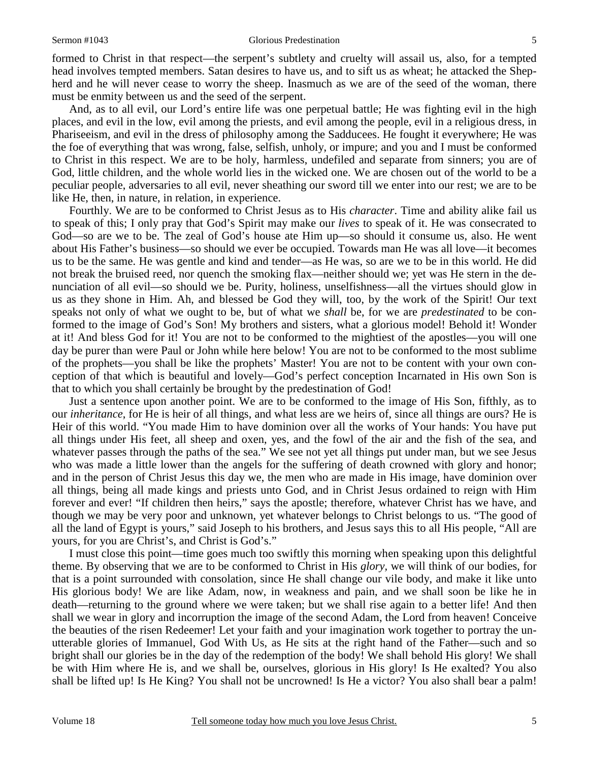formed to Christ in that respect—the serpent's subtlety and cruelty will assail us, also, for a tempted head involves tempted members. Satan desires to have us, and to sift us as wheat; he attacked the Shepherd and he will never cease to worry the sheep. Inasmuch as we are of the seed of the woman, there must be enmity between us and the seed of the serpent.

And, as to all evil, our Lord's entire life was one perpetual battle; He was fighting evil in the high places, and evil in the low, evil among the priests, and evil among the people, evil in a religious dress, in Phariseeism, and evil in the dress of philosophy among the Sadducees. He fought it everywhere; He was the foe of everything that was wrong, false, selfish, unholy, or impure; and you and I must be conformed to Christ in this respect. We are to be holy, harmless, undefiled and separate from sinners; you are of God, little children, and the whole world lies in the wicked one. We are chosen out of the world to be a peculiar people, adversaries to all evil, never sheathing our sword till we enter into our rest; we are to be like He, then, in nature, in relation, in experience.

Fourthly. We are to be conformed to Christ Jesus as to His *character*. Time and ability alike fail us to speak of this; I only pray that God's Spirit may make our *lives* to speak of it. He was consecrated to God—so are we to be. The zeal of God's house ate Him up—so should it consume us, also. He went about His Father's business—so should we ever be occupied. Towards man He was all love—it becomes us to be the same. He was gentle and kind and tender—as He was, so are we to be in this world. He did not break the bruised reed, nor quench the smoking flax—neither should we; yet was He stern in the denunciation of all evil—so should we be. Purity, holiness, unselfishness—all the virtues should glow in us as they shone in Him. Ah, and blessed be God they will, too, by the work of the Spirit! Our text speaks not only of what we ought to be, but of what we *shall* be, for we are *predestinated* to be conformed to the image of God's Son! My brothers and sisters, what a glorious model! Behold it! Wonder at it! And bless God for it! You are not to be conformed to the mightiest of the apostles—you will one day be purer than were Paul or John while here below! You are not to be conformed to the most sublime of the prophets—you shall be like the prophets' Master! You are not to be content with your own conception of that which is beautiful and lovely—God's perfect conception Incarnated in His own Son is that to which you shall certainly be brought by the predestination of God!

Just a sentence upon another point. We are to be conformed to the image of His Son, fifthly, as to our *inheritance*, for He is heir of all things, and what less are we heirs of, since all things are ours? He is Heir of this world. "You made Him to have dominion over all the works of Your hands: You have put all things under His feet, all sheep and oxen, yes, and the fowl of the air and the fish of the sea, and whatever passes through the paths of the sea." We see not yet all things put under man, but we see Jesus who was made a little lower than the angels for the suffering of death crowned with glory and honor; and in the person of Christ Jesus this day we, the men who are made in His image, have dominion over all things, being all made kings and priests unto God, and in Christ Jesus ordained to reign with Him forever and ever! "If children then heirs," says the apostle; therefore, whatever Christ has we have, and though we may be very poor and unknown, yet whatever belongs to Christ belongs to us. "The good of all the land of Egypt is yours," said Joseph to his brothers, and Jesus says this to all His people, "All are yours, for you are Christ's, and Christ is God's."

I must close this point—time goes much too swiftly this morning when speaking upon this delightful theme. By observing that we are to be conformed to Christ in His *glory,* we will think of our bodies, for that is a point surrounded with consolation, since He shall change our vile body, and make it like unto His glorious body! We are like Adam, now, in weakness and pain, and we shall soon be like he in death—returning to the ground where we were taken; but we shall rise again to a better life! And then shall we wear in glory and incorruption the image of the second Adam, the Lord from heaven! Conceive the beauties of the risen Redeemer! Let your faith and your imagination work together to portray the unutterable glories of Immanuel, God With Us, as He sits at the right hand of the Father—such and so bright shall our glories be in the day of the redemption of the body! We shall behold His glory! We shall be with Him where He is, and we shall be, ourselves, glorious in His glory! Is He exalted? You also shall be lifted up! Is He King? You shall not be uncrowned! Is He a victor? You also shall bear a palm!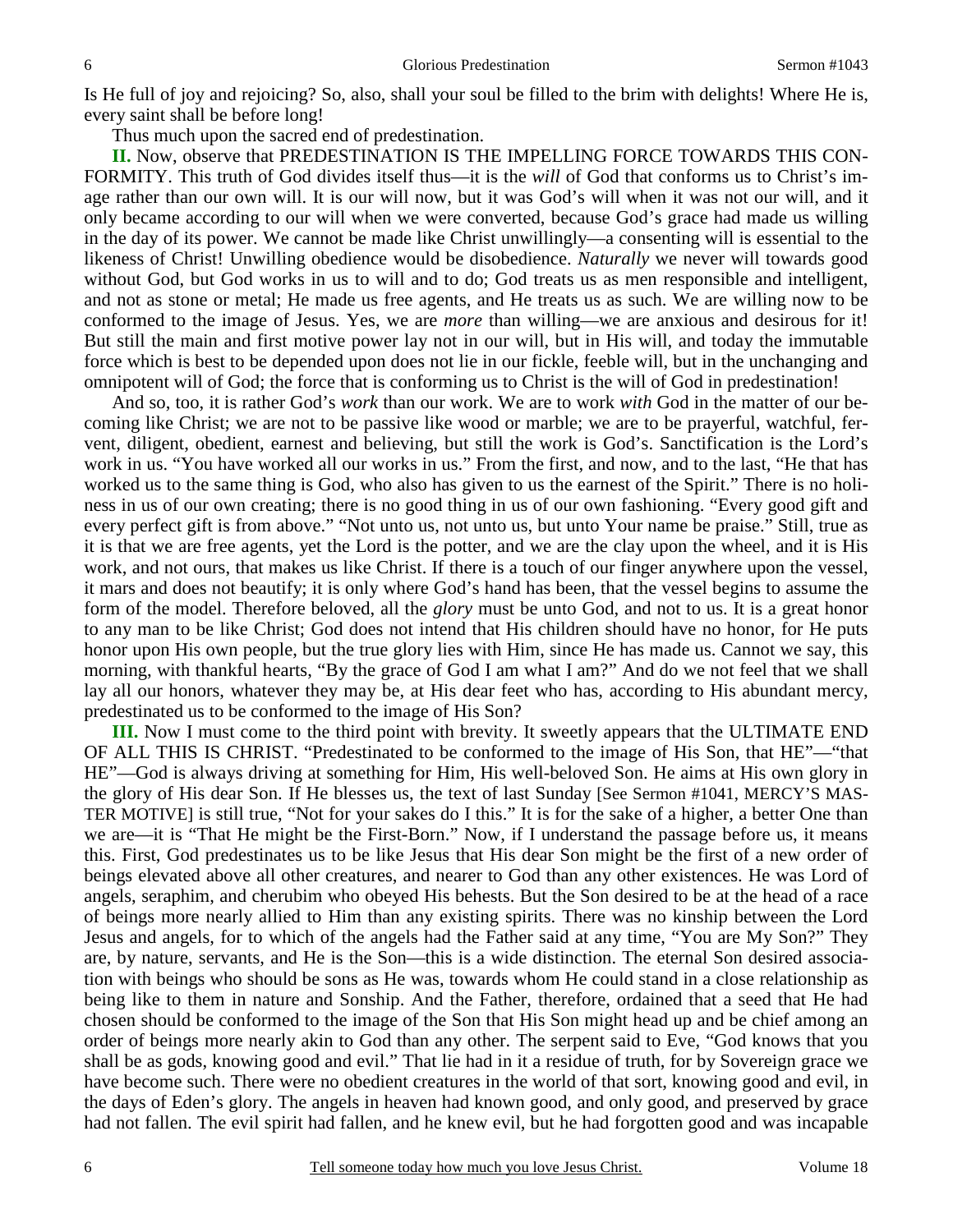Is He full of joy and rejoicing? So, also, shall your soul be filled to the brim with delights! Where He is, every saint shall be before long!

Thus much upon the sacred end of predestination.

**II.** Now, observe that PREDESTINATION IS THE IMPELLING FORCE TOWARDS THIS CONFORMITY. This truth of God divides itself thus—it is the *will* of God that conforms us to Christ's image rather than our own will. It is our will now, but it was God's will when it was not our will, and it only became according to our will when we were converted, because God's grace had made us willing in the day of its power. We cannot be made like Christ unwillingly—a consenting will is essential to the likeness of Christ! Unwilling obedience would be disobedience. *Naturally* we never will towards good without God, but God works in us to will and to do; God treats us as men responsible and intelligent, and not as stone or metal; He made us free agents, and He treats us as such. We are willing now to be conformed to the image of Jesus. Yes, we are *more* than willing—we are anxious and desirous for it! But still the main and first motive power lay not in our will, but in His will, and today the immutable force which is best to be depended upon does not lie in our fickle, feeble will, but in the unchanging and omnipotent will of God; the force that is conforming us to Christ is the will of God in predestination!

And so, too, it is rather God's *work* than our work. We are to work *with* God in the matter of our becoming like Christ; we are not to be passive like wood or marble; we are to be prayerful, watchful, fervent, diligent, obedient, earnest and believing, but still the work is God's. Sanctification is the Lord's work in us. "You have worked all our works in us." From the first, and now, and to the last, "He that has worked us to the same thing is God, who also has given to us the earnest of the Spirit." There is no holiness in us of our own creating; there is no good thing in us of our own fashioning. "Every good gift and every perfect gift is from above." "Not unto us, not unto us, but unto Your name be praise." Still, true as it is that we are free agents, yet the Lord is the potter, and we are the clay upon the wheel, and it is His work, and not ours, that makes us like Christ. If there is a touch of our finger anywhere upon the vessel, it mars and does not beautify; it is only where God's hand has been, that the vessel begins to assume the form of the model. Therefore beloved, all the *glory* must be unto God, and not to us. It is a great honor to any man to be like Christ; God does not intend that His children should have no honor, for He puts honor upon His own people, but the true glory lies with Him, since He has made us. Cannot we say, this morning, with thankful hearts, "By the grace of God I am what I am?" And do we not feel that we shall lay all our honors, whatever they may be, at His dear feet who has, according to His abundant mercy, predestinated us to be conformed to the image of His Son?

**III.** Now I must come to the third point with brevity. It sweetly appears that the ULTIMATE END OF ALL THIS IS CHRIST. "Predestinated to be conformed to the image of His Son, that HE"—"that HE"—God is always driving at something for Him, His well-beloved Son. He aims at His own glory in the glory of His dear Son. If He blesses us, the text of last Sunday [See Sermon #1041, MERCY'S MASTER MOTIVE] is still true, "Not for your sakes do I this." It is for the sake of a higher, a better One than we are—it is "That He might be the First-Born." Now, if I understand the passage before us, it means this. First, God predestinates us to be like Jesus that His dear Son might be the first of a new order of beings elevated above all other creatures, and nearer to God than any other existences. He was Lord of angels, seraphim, and cherubim who obeyed His behests. But the Son desired to be at the head of a race of beings more nearly allied to Him than any existing spirits. There was no kinship between the Lord Jesus and angels, for to which of the angels had the Father said at any time, "You are My Son?" They are, by nature, servants, and He is the Son—this is a wide distinction. The eternal Son desired association with beings who should be sons as He was, towards whom He could stand in a close relationship as being like to them in nature and Sonship. And the Father, therefore, ordained that a seed that He had chosen should be conformed to the image of the Son that His Son might head up and be chief among an order of beings more nearly akin to God than any other. The serpent said to Eve, "God knows that you shall be as gods, knowing good and evil." That lie had in it a residue of truth, for by Sovereign grace we have become such. There were no obedient creatures in the world of that sort, knowing good and evil, in the days of Eden's glory. The angels in heaven had known good, and only good, and preserved by grace had not fallen. The evil spirit had fallen, and he knew evil, but he had forgotten good and was incapable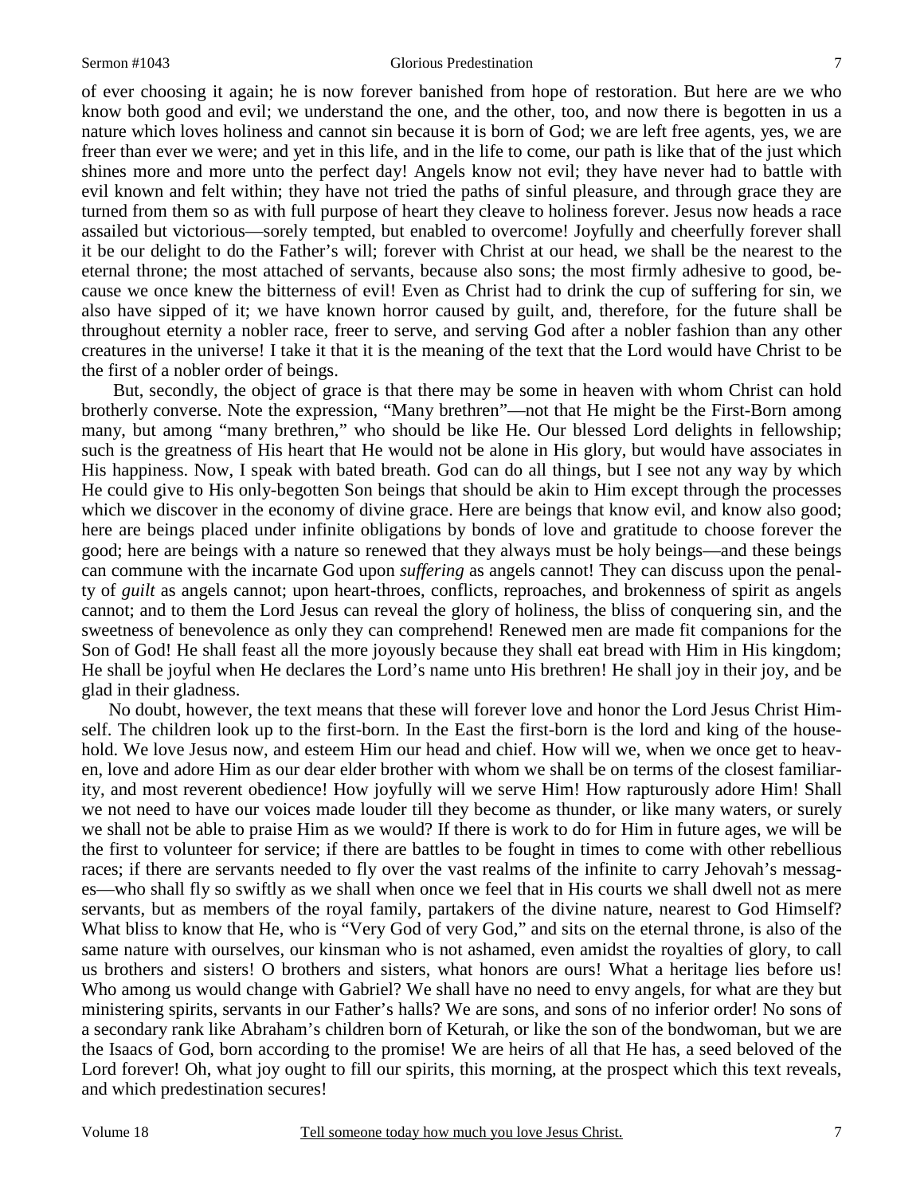of ever choosing it again; he is now forever banished from hope of restoration. But here are we who know both good and evil; we understand the one, and the other, too, and now there is begotten in us a nature which loves holiness and cannot sin because it is born of God; we are left free agents, yes, we are freer than ever we were; and yet in this life, and in the life to come, our path is like that of the just which shines more and more unto the perfect day! Angels know not evil; they have never had to battle with evil known and felt within; they have not tried the paths of sinful pleasure, and through grace they are turned from them so as with full purpose of heart they cleave to holiness forever. Jesus now heads a race assailed but victorious—sorely tempted, but enabled to overcome! Joyfully and cheerfully forever shall it be our delight to do the Father's will; forever with Christ at our head, we shall be the nearest to the eternal throne; the most attached of servants, because also sons; the most firmly adhesive to good, because we once knew the bitterness of evil! Even as Christ had to drink the cup of suffering for sin, we also have sipped of it; we have known horror caused by guilt, and, therefore, for the future shall be throughout eternity a nobler race, freer to serve, and serving God after a nobler fashion than any other creatures in the universe! I take it that it is the meaning of the text that the Lord would have Christ to be the first of a nobler order of beings.

But, secondly, the object of grace is that there may be some in heaven with whom Christ can hold brotherly converse. Note the expression, "Many brethren"—not that He might be the First-Born among many, but among "many brethren," who should be like He. Our blessed Lord delights in fellowship; such is the greatness of His heart that He would not be alone in His glory, but would have associates in His happiness. Now, I speak with bated breath. God can do all things, but I see not any way by which He could give to His only-begotten Son beings that should be akin to Him except through the processes which we discover in the economy of divine grace. Here are beings that know evil, and know also good; here are beings placed under infinite obligations by bonds of love and gratitude to choose forever the good; here are beings with a nature so renewed that they always must be holy beings—and these beings can commune with the incarnate God upon *suffering* as angels cannot! They can discuss upon the penalty of *guilt* as angels cannot; upon heart-throes, conflicts, reproaches, and brokenness of spirit as angels cannot; and to them the Lord Jesus can reveal the glory of holiness, the bliss of conquering sin, and the sweetness of benevolence as only they can comprehend! Renewed men are made fit companions for the Son of God! He shall feast all the more joyously because they shall eat bread with Him in His kingdom; He shall be joyful when He declares the Lord's name unto His brethren! He shall joy in their joy, and be glad in their gladness.

No doubt, however, the text means that these will forever love and honor the Lord Jesus Christ Himself. The children look up to the first-born. In the East the first-born is the lord and king of the household. We love Jesus now, and esteem Him our head and chief. How will we, when we once get to heaven, love and adore Him as our dear elder brother with whom we shall be on terms of the closest familiarity, and most reverent obedience! How joyfully will we serve Him! How rapturously adore Him! Shall we not need to have our voices made louder till they become as thunder, or like many waters, or surely we shall not be able to praise Him as we would? If there is work to do for Him in future ages, we will be the first to volunteer for service; if there are battles to be fought in times to come with other rebellious races; if there are servants needed to fly over the vast realms of the infinite to carry Jehovah's messages—who shall fly so swiftly as we shall when once we feel that in His courts we shall dwell not as mere servants, but as members of the royal family, partakers of the divine nature, nearest to God Himself? What bliss to know that He, who is "Very God of very God," and sits on the eternal throne, is also of the same nature with ourselves, our kinsman who is not ashamed, even amidst the royalties of glory, to call us brothers and sisters! O brothers and sisters, what honors are ours! What a heritage lies before us! Who among us would change with Gabriel? We shall have no need to envy angels, for what are they but ministering spirits, servants in our Father's halls? We are sons, and sons of no inferior order! No sons of a secondary rank like Abraham's children born of Keturah, or like the son of the bondwoman, but we are the Isaacs of God, born according to the promise! We are heirs of all that He has, a seed beloved of the Lord forever! Oh, what joy ought to fill our spirits, this morning, at the prospect which this text reveals, and which predestination secures!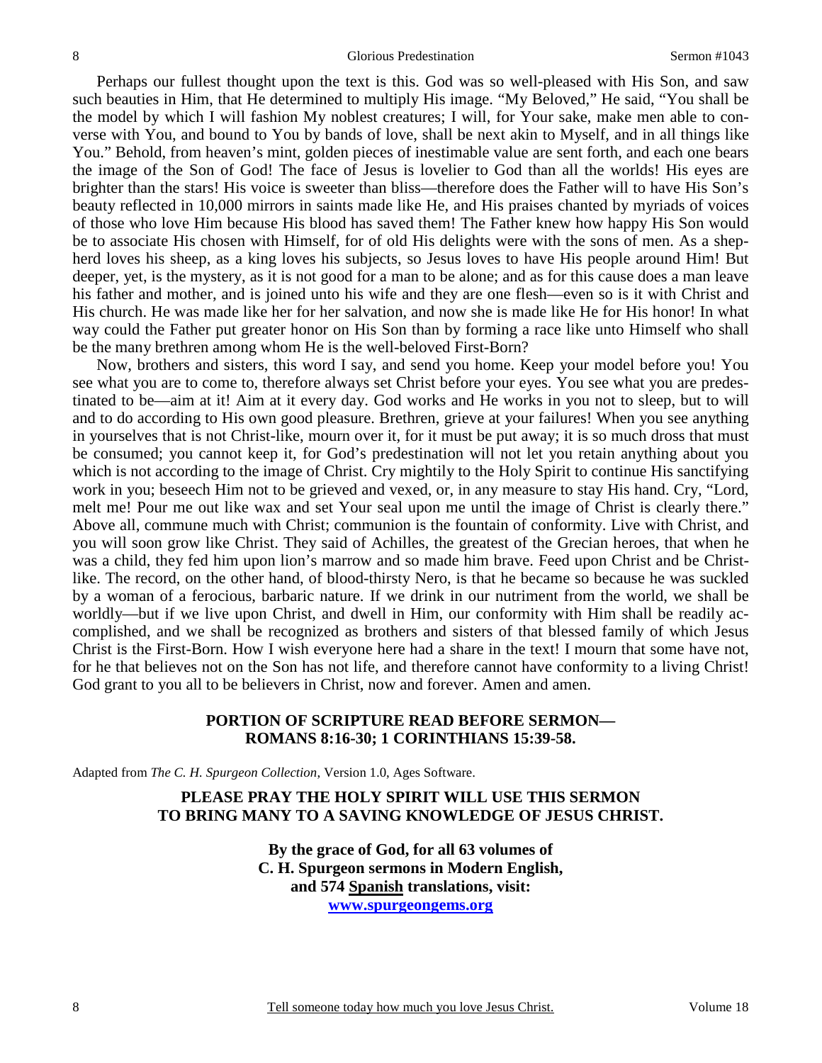Perhaps our fullest thought upon the text is this. God was so well-pleased with His Son, and saw such beauties in Him, that He determined to multiply His image. "My Beloved," He said, "You shall be the model by which I will fashion My noblest creatures; I will, for Your sake, make men able to converse with You, and bound to You by bands of love, shall be next akin to Myself, and in all things like You." Behold, from heaven's mint, golden pieces of inestimable value are sent forth, and each one bears the image of the Son of God! The face of Jesus is lovelier to God than all the worlds! His eyes are brighter than the stars! His voice is sweeter than bliss—therefore does the Father will to have His Son's beauty reflected in 10,000 mirrors in saints made like He, and His praises chanted by myriads of voices of those who love Him because His blood has saved them! The Father knew how happy His Son would be to associate His chosen with Himself, for of old His delights were with the sons of men. As a shepherd loves his sheep, as a king loves his subjects, so Jesus loves to have His people around Him! But deeper, yet, is the mystery, as it is not good for a man to be alone; and as for this cause does a man leave his father and mother, and is joined unto his wife and they are one flesh—even so is it with Christ and His church. He was made like her for her salvation, and now she is made like He for His honor! In what way could the Father put greater honor on His Son than by forming a race like unto Himself who shall be the many brethren among whom He is the well-beloved First-Born?

Now, brothers and sisters, this word I say, and send you home. Keep your model before you! You see what you are to come to, therefore always set Christ before your eyes. You see what you are predestinated to be—aim at it! Aim at it every day. God works and He works in you not to sleep, but to will and to do according to His own good pleasure. Brethren, grieve at your failures! When you see anything in yourselves that is not Christ-like, mourn over it, for it must be put away; it is so much dross that must be consumed; you cannot keep it, for God's predestination will not let you retain anything about you which is not according to the image of Christ. Cry mightily to the Holy Spirit to continue His sanctifying work in you; beseech Him not to be grieved and vexed, or, in any measure to stay His hand. Cry, "Lord, melt me! Pour me out like wax and set Your seal upon me until the image of Christ is clearly there." Above all, commune much with Christ; communion is the fountain of conformity. Live with Christ, and you will soon grow like Christ. They said of Achilles, the greatest of the Grecian heroes, that when he was a child, they fed him upon lion's marrow and so made him brave. Feed upon Christ and be Christlike. The record, on the other hand, of blood-thirsty Nero, is that he became so because he was suckled by a woman of a ferocious, barbaric nature. If we drink in our nutriment from the world, we shall be worldly—but if we live upon Christ, and dwell in Him, our conformity with Him shall be readily accomplished, and we shall be recognized as brothers and sisters of that blessed family of which Jesus Christ is the First-Born. How I wish everyone here had a share in the text! I mourn that some have not, for he that believes not on the Son has not life, and therefore cannot have conformity to a living Christ! God grant to you all to be believers in Christ, now and forever. Amen and amen.

**PORTION OF SCRIPTURE READ BEFORE SERMON—
ROMANS 8:16-30; 1 CORINTHIANS 15:39-58.**

Adapted from *The C. H. Spurgeon Collection*, Version 1.0, Ages Software.

**PLEASE PRAY THE HOLY SPIRIT WILL USE THIS SERMON
TO BRING MANY TO A SAVING KNOWLEDGE OF JESUS CHRIST.**

**By the grace of God, for all 63 volumes of
C. H. Spurgeon sermons in Modern English,
and 574 Spanish translations, visit:
www.spurgeongems.org**